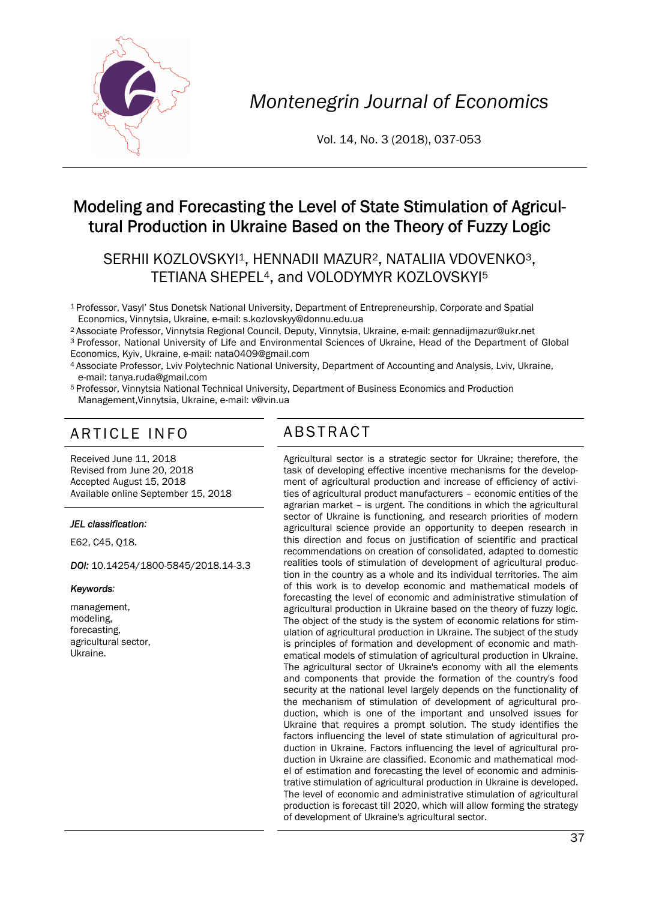# Modeling and Forecasting the Level of State Stimulation of Agricultural Production in Ukraine Based on the Theory of Fuzzy Logic

SERHII KOZLOVSKYI[1], HENNADII MAZUR[2], NATALIIA VDOVENKO[3], TETIANA SHEPEL[4], and VOLODYMYR KOZLOVSKYI[5]

[1] Professor, Vasyl' Stus Donetsk National University, Department of Entrepreneurship, Corporate and Spatial Economics, Vinnytsia, Ukraine, e-mail: s.kozlovskyy@donnu.edu.ua

[2] Associate Professor, Vinnytsia Regional Council, Deputy, Vinnytsia, Ukraine, e-mail: gennadijmazur@ukr.net

[3] Professor, National University of Life and Environmental Sciences of Ukraine, Head of the Department of Global Economics, Kyiv, Ukraine, e-mail: nata0409@gmail.com

[4] Associate Professor, Lviv Polytechnic National University, Department of Accounting and Analysis, Lviv, Ukraine, e-mail: tanya.ruda@gmail.com

[5] Professor, Vinnytsia National Technical University, Department of Business Economics and Production Management,Vinnytsia, Ukraine, e-mail: v@vin.ua

## ARTICLE INFO

Received June 11, 2018
Revised from June 20, 2018
Accepted August 15, 2018
Available online September 15, 2018

***JEL classification:***

E62, C45, Q18.

***DOI:*** 10.14254/1800-5845/2018.14-3.3

***Keywords:***

management,
modeling,
forecasting,
agricultural sector,
Ukraine.

## ABSTRACT

Agricultural sector is a strategic sector for Ukraine; therefore, the task of developing effective incentive mechanisms for the development of agricultural production and increase of efficiency of activities of agricultural product manufacturers – economic entities of the agrarian market – is urgent. The conditions in which the agricultural sector of Ukraine is functioning, and research priorities of modern agricultural science provide an opportunity to deepen research in this direction and focus on justification of scientific and practical recommendations on creation of consolidated, adapted to domestic realities tools of stimulation of development of agricultural production in the country as a whole and its individual territories. The aim of this work is to develop economic and mathematical models of forecasting the level of economic and administrative stimulation of agricultural production in Ukraine based on the theory of fuzzy logic. The object of the study is the system of economic relations for stimulation of agricultural production in Ukraine. The subject of the study is principles of formation and development of economic and mathematical models of stimulation of agricultural production in Ukraine. The agricultural sector of Ukraine's economy with all the elements and components that provide the formation of the country's food security at the national level largely depends on the functionality of the mechanism of stimulation of development of agricultural production, which is one of the important and unsolved issues for Ukraine that requires a prompt solution. The study identifies the factors influencing the level of state stimulation of agricultural production in Ukraine. Factors influencing the level of agricultural production in Ukraine are classified. Economic and mathematical model of estimation and forecasting the level of economic and administrative stimulation of agricultural production in Ukraine is developed. The level of economic and administrative stimulation of agricultural production is forecast till 2020, which will allow forming the strategy of development of Ukraine's agricultural sector.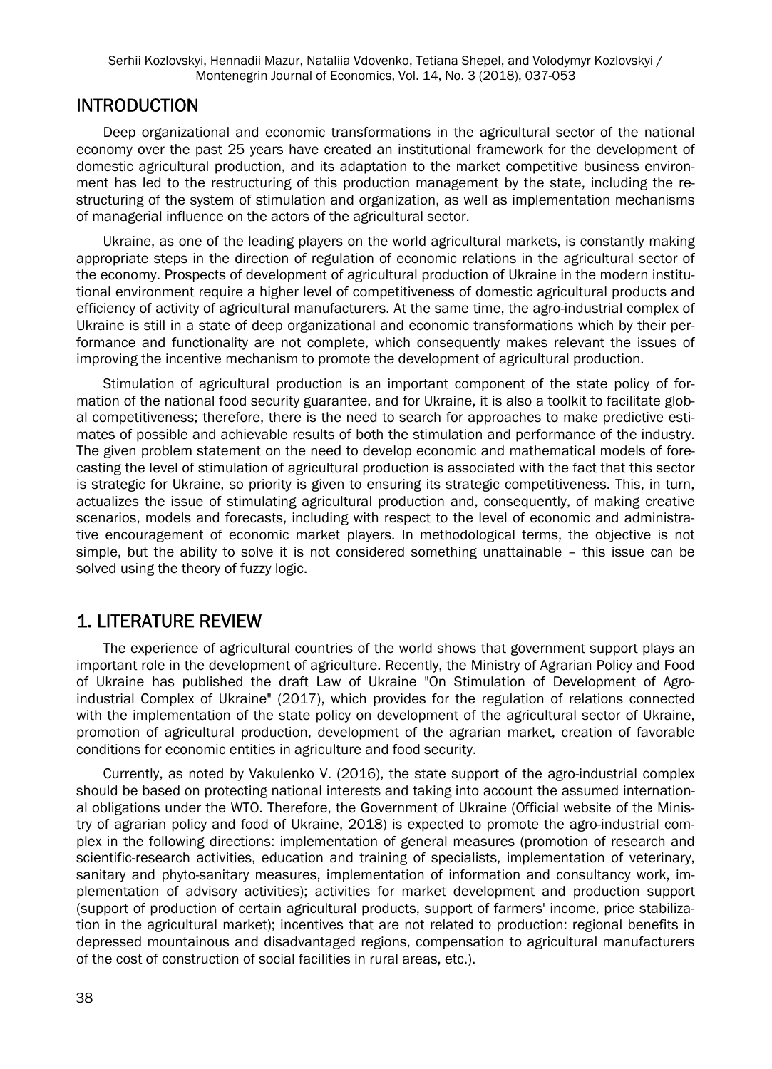## INTRODUCTION

Deep organizational and economic transformations in the agricultural sector of the national economy over the past 25 years have created an institutional framework for the development of domestic agricultural production, and its adaptation to the market competitive business environment has led to the restructuring of this production management by the state, including the restructuring of the system of stimulation and organization, as well as implementation mechanisms of managerial influence on the actors of the agricultural sector.

Ukraine, as one of the leading players on the world agricultural markets, is constantly making appropriate steps in the direction of regulation of economic relations in the agricultural sector of the economy. Prospects of development of agricultural production of Ukraine in the modern institutional environment require a higher level of competitiveness of domestic agricultural products and efficiency of activity of agricultural manufacturers. At the same time, the agro-industrial complex of Ukraine is still in a state of deep organizational and economic transformations which by their performance and functionality are not complete, which consequently makes relevant the issues of improving the incentive mechanism to promote the development of agricultural production.

Stimulation of agricultural production is an important component of the state policy of formation of the national food security guarantee, and for Ukraine, it is also a toolkit to facilitate global competitiveness; therefore, there is the need to search for approaches to make predictive estimates of possible and achievable results of both the stimulation and performance of the industry. The given problem statement on the need to develop economic and mathematical models of forecasting the level of stimulation of agricultural production is associated with the fact that this sector is strategic for Ukraine, so priority is given to ensuring its strategic competitiveness. This, in turn, actualizes the issue of stimulating agricultural production and, consequently, of making creative scenarios, models and forecasts, including with respect to the level of economic and administrative encouragement of economic market players. In methodological terms, the objective is not simple, but the ability to solve it is not considered something unattainable – this issue can be solved using the theory of fuzzy logic.

## 1. LITERATURE REVIEW

The experience of agricultural countries of the world shows that government support plays an important role in the development of agriculture. Recently, the Ministry of Agrarian Policy and Food of Ukraine has published the draft Law of Ukraine "On Stimulation of Development of Agro-industrial Complex of Ukraine" (2017), which provides for the regulation of relations connected with the implementation of the state policy on development of the agricultural sector of Ukraine, promotion of agricultural production, development of the agrarian market, creation of favorable conditions for economic entities in agriculture and food security.

Currently, as noted by Vakulenko V. (2016), the state support of the agro-industrial complex should be based on protecting national interests and taking into account the assumed international obligations under the WTO. Therefore, the Government of Ukraine (Official website of the Ministry of agrarian policy and food of Ukraine, 2018) is expected to promote the agro-industrial complex in the following directions: implementation of general measures (promotion of research and scientific-research activities, education and training of specialists, implementation of veterinary, sanitary and phyto-sanitary measures, implementation of information and consultancy work, implementation of advisory activities); activities for market development and production support (support of production of certain agricultural products, support of farmers' income, price stabilization in the agricultural market); incentives that are not related to production: regional benefits in depressed mountainous and disadvantaged regions, compensation to agricultural manufacturers of the cost of construction of social facilities in rural areas, etc.).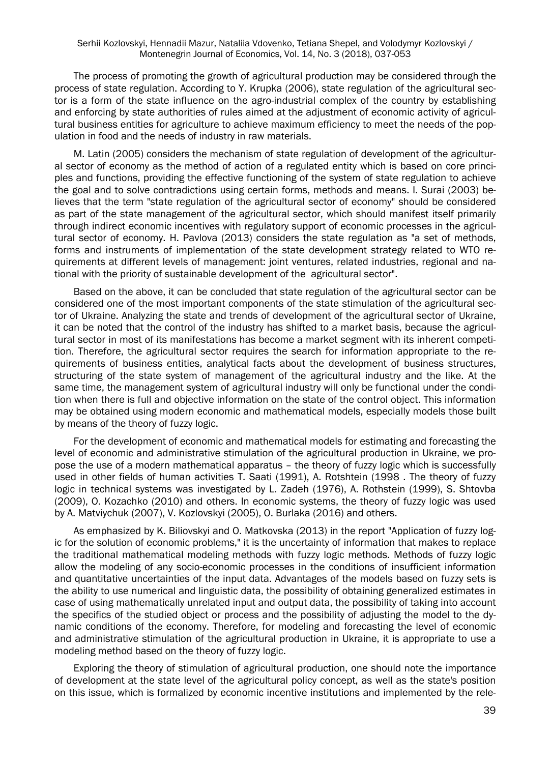The process of promoting the growth of agricultural production may be considered through the process of state regulation. According to Y. Krupka (2006), state regulation of the agricultural sector is a form of the state influence on the agro-industrial complex of the country by establishing and enforcing by state authorities of rules aimed at the adjustment of economic activity of agricultural business entities for agriculture to achieve maximum efficiency to meet the needs of the population in food and the needs of industry in raw materials.

M. Latin (2005) considers the mechanism of state regulation of development of the agricultural sector of economy as the method of action of a regulated entity which is based on core principles and functions, providing the effective functioning of the system of state regulation to achieve the goal and to solve contradictions using certain forms, methods and means. I. Surai (2003) believes that the term "state regulation of the agricultural sector of economy" should be considered as part of the state management of the agricultural sector, which should manifest itself primarily through indirect economic incentives with regulatory support of economic processes in the agricultural sector of economy. H. Pavlova (2013) considers the state regulation as "a set of methods, forms and instruments of implementation of the state development strategy related to WTO requirements at different levels of management: joint ventures, related industries, regional and national with the priority of sustainable development of the agricultural sector".

Based on the above, it can be concluded that state regulation of the agricultural sector can be considered one of the most important components of the state stimulation of the agricultural sector of Ukraine. Analyzing the state and trends of development of the agricultural sector of Ukraine, it can be noted that the control of the industry has shifted to a market basis, because the agricultural sector in most of its manifestations has become a market segment with its inherent competition. Therefore, the agricultural sector requires the search for information appropriate to the requirements of business entities, analytical facts about the development of business structures, structuring of the state system of management of the agricultural industry and the like. At the same time, the management system of agricultural industry will only be functional under the condition when there is full and objective information on the state of the control object. This information may be obtained using modern economic and mathematical models, especially models those built by means of the theory of fuzzy logic.

For the development of economic and mathematical models for estimating and forecasting the level of economic and administrative stimulation of the agricultural production in Ukraine, we propose the use of a modern mathematical apparatus – the theory of fuzzy logic which is successfully used in other fields of human activities T. Saati (1991), A. Rotshtein (1998 . The theory of fuzzy logic in technical systems was investigated by L. Zadeh (1976), A. Rothstein (1999), S. Shtovba (2009), O. Kozachko (2010) and others. In economic systems, the theory of fuzzy logic was used by A. Matviychuk (2007), V. Kozlovskyi (2005), O. Burlaka (2016) and others.

As emphasized by K. Biliovskyi and O. Matkovska (2013) in the report "Application of fuzzy logic for the solution of economic problems," it is the uncertainty of information that makes to replace the traditional mathematical modeling methods with fuzzy logic methods. Methods of fuzzy logic allow the modeling of any socio-economic processes in the conditions of insufficient information and quantitative uncertainties of the input data. Advantages of the models based on fuzzy sets is the ability to use numerical and linguistic data, the possibility of obtaining generalized estimates in case of using mathematically unrelated input and output data, the possibility of taking into account the specifics of the studied object or process and the possibility of adjusting the model to the dynamic conditions of the economy. Therefore, for modeling and forecasting the level of economic and administrative stimulation of the agricultural production in Ukraine, it is appropriate to use a modeling method based on the theory of fuzzy logic.

Exploring the theory of stimulation of agricultural production, one should note the importance of development at the state level of the agricultural policy concept, as well as the state's position on this issue, which is formalized by economic incentive institutions and implemented by the rele-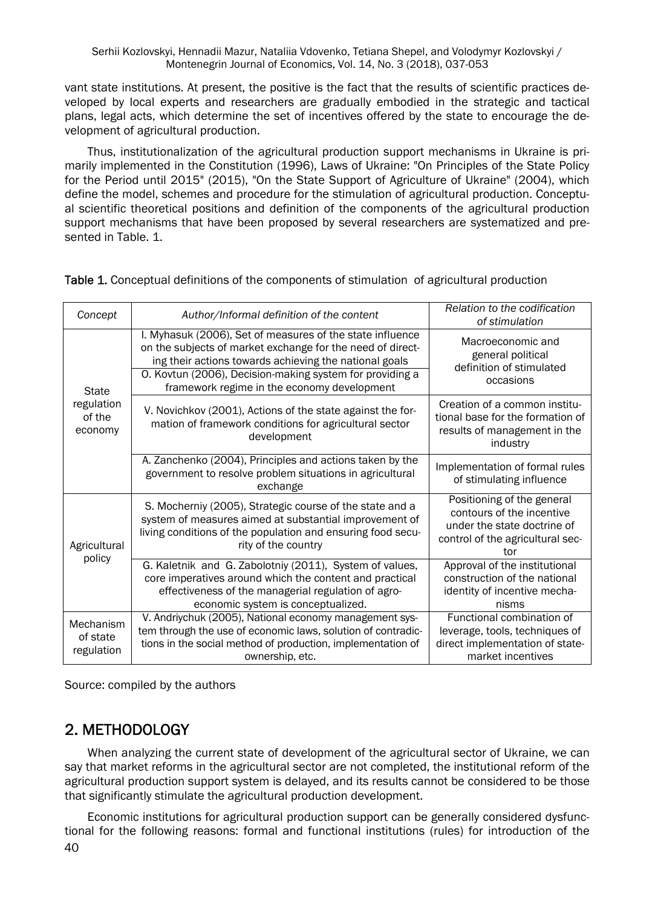vant state institutions. At present, the positive is the fact that the results of scientific practices developed by local experts and researchers are gradually embodied in the strategic and tactical plans, legal acts, which determine the set of incentives offered by the state to encourage the development of agricultural production.

Thus, institutionalization of the agricultural production support mechanisms in Ukraine is primarily implemented in the Constitution (1996), Laws of Ukraine: "On Principles of the State Policy for the Period until 2015" (2015), "On the State Support of Agriculture of Ukraine" (2004), which define the model, schemes and procedure for the stimulation of agricultural production. Conceptual scientific theoretical positions and definition of the components of the agricultural production support mechanisms that have been proposed by several researchers are systematized and presented in Table. 1.

**Table 1.** Conceptual definitions of the components of stimulation of agricultural production

| *Concept* | *Author/Informal definition of the content* | *Relation to the codification of stimulation* |
|---|---|---|
| State regulation of the economy | I. Myhasuk (2006), Set of measures of the state influence on the subjects of market exchange for the need of directing their actions towards achieving the national goals | Macroeconomic and general political definition of stimulated occasions |
| | O. Kovtun (2006), Decision-making system for providing a framework regime in the economy development | |
| | V. Novichkov (2001), Actions of the state against the formation of framework conditions for agricultural sector development | Creation of a common institutional base for the formation of results of management in the industry |
| | A. Zanchenko (2004), Principles and actions taken by the government to resolve problem situations in agricultural exchange | Implementation of formal rules of stimulating influence |
| Agricultural policy | S. Mocherniy (2005), Strategic course of the state and a system of measures aimed at substantial improvement of living conditions of the population and ensuring food security of the country | Positioning of the general contours of the incentive under the state doctrine of control of the agricultural sector |
| | G. Kaletnik and G. Zabolotniy (2011), System of values, core imperatives around which the content and practical effectiveness of the managerial regulation of agroeconomic system is conceptualized. | Approval of the institutional construction of the national identity of incentive mechanisms |
| Mechanism of state regulation | V. Andriychuk (2005), National economy management system through the use of economic laws, solution of contradictions in the social method of production, implementation of ownership, etc. | Functional combination of leverage, tools, techniques of direct implementation of state-market incentives |

Source: compiled by the authors

## 2. METHODOLOGY

When analyzing the current state of development of the agricultural sector of Ukraine, we can say that market reforms in the agricultural sector are not completed, the institutional reform of the agricultural production support system is delayed, and its results cannot be considered to be those that significantly stimulate the agricultural production development.

Economic institutions for agricultural production support can be generally considered dysfunctional for the following reasons: formal and functional institutions (rules) for introduction of the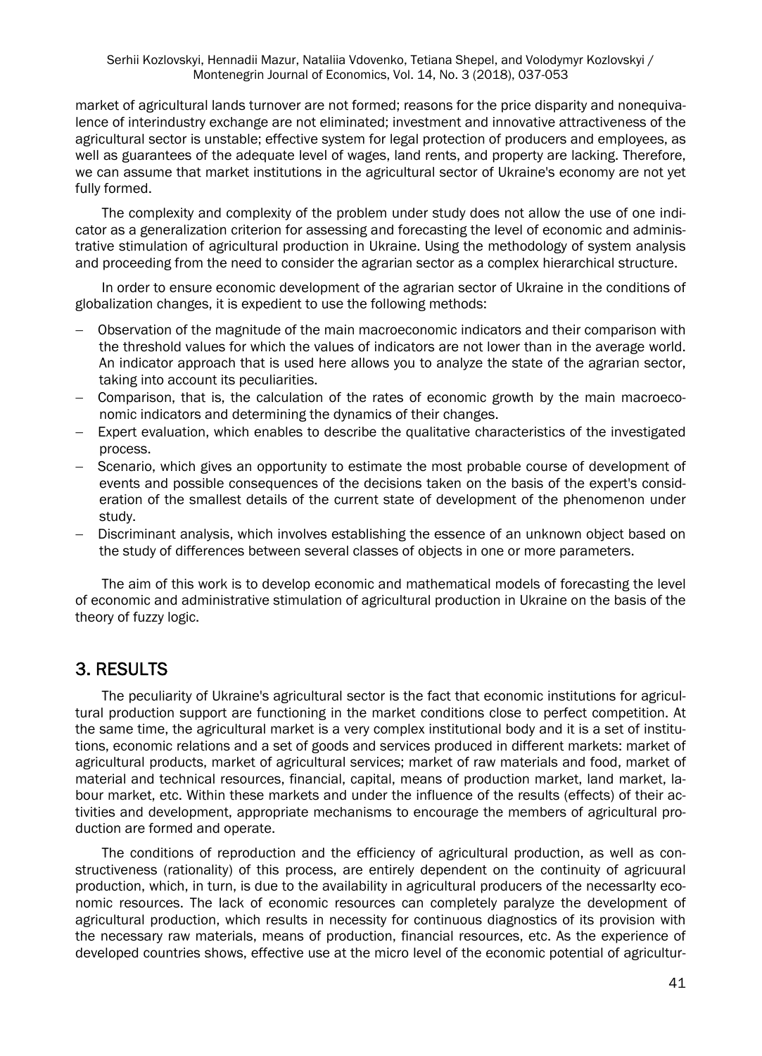market of agricultural lands turnover are not formed; reasons for the price disparity and nonequivalence of interindustry exchange are not eliminated; investment and innovative attractiveness of the agricultural sector is unstable; effective system for legal protection of producers and employees, as well as guarantees of the adequate level of wages, land rents, and property are lacking. Therefore, we can assume that market institutions in the agricultural sector of Ukraine's economy are not yet fully formed.

The complexity and complexity of the problem under study does not allow the use of one indicator as a generalization criterion for assessing and forecasting the level of economic and administrative stimulation of agricultural production in Ukraine. Using the methodology of system analysis and proceeding from the need to consider the agrarian sector as a complex hierarchical structure.

In order to ensure economic development of the agrarian sector of Ukraine in the conditions of globalization changes, it is expedient to use the following methods:

- Observation of the magnitude of the main macroeconomic indicators and their comparison with the threshold values for which the values of indicators are not lower than in the average world. An indicator approach that is used here allows you to analyze the state of the agrarian sector, taking into account its peculiarities.
- Comparison, that is, the calculation of the rates of economic growth by the main macroeconomic indicators and determining the dynamics of their changes.
- Expert evaluation, which enables to describe the qualitative characteristics of the investigated process.
- Scenario, which gives an opportunity to estimate the most probable course of development of events and possible consequences of the decisions taken on the basis of the expert's consideration of the smallest details of the current state of development of the phenomenon under study.
- Discriminant analysis, which involves establishing the essence of an unknown object based on the study of differences between several classes of objects in one or more parameters.

The aim of this work is to develop economic and mathematical models of forecasting the level of economic and administrative stimulation of agricultural production in Ukraine on the basis of the theory of fuzzy logic.

## 3. RESULTS

The peculiarity of Ukraine's agricultural sector is the fact that economic institutions for agricultural production support are functioning in the market conditions close to perfect competition. At the same time, the agricultural market is a very complex institutional body and it is a set of institutions, economic relations and a set of goods and services produced in different markets: market of agricultural products, market of agricultural services; market of raw materials and food, market of material and technical resources, financial, capital, means of production market, land market, labour market, etc. Within these markets and under the influence of the results (effects) of their activities and development, appropriate mechanisms to encourage the members of agricultural production are formed and operate.

The conditions of reproduction and the efficiency of agricultural production, as well as constructiveness (rationality) of this process, are entirely dependent on the continuity of agricuural production, which, in turn, is due to the availability in agricultural producers of the necessarlty economic resources. The lack of economic resources can completely paralyze the development of agricultural production, which results in necessity for continuous diagnostics of its provision with the necessary raw materials, means of production, financial resources, etc. As the experience of developed countries shows, effective use at the micro level of the economic potential of agricultur-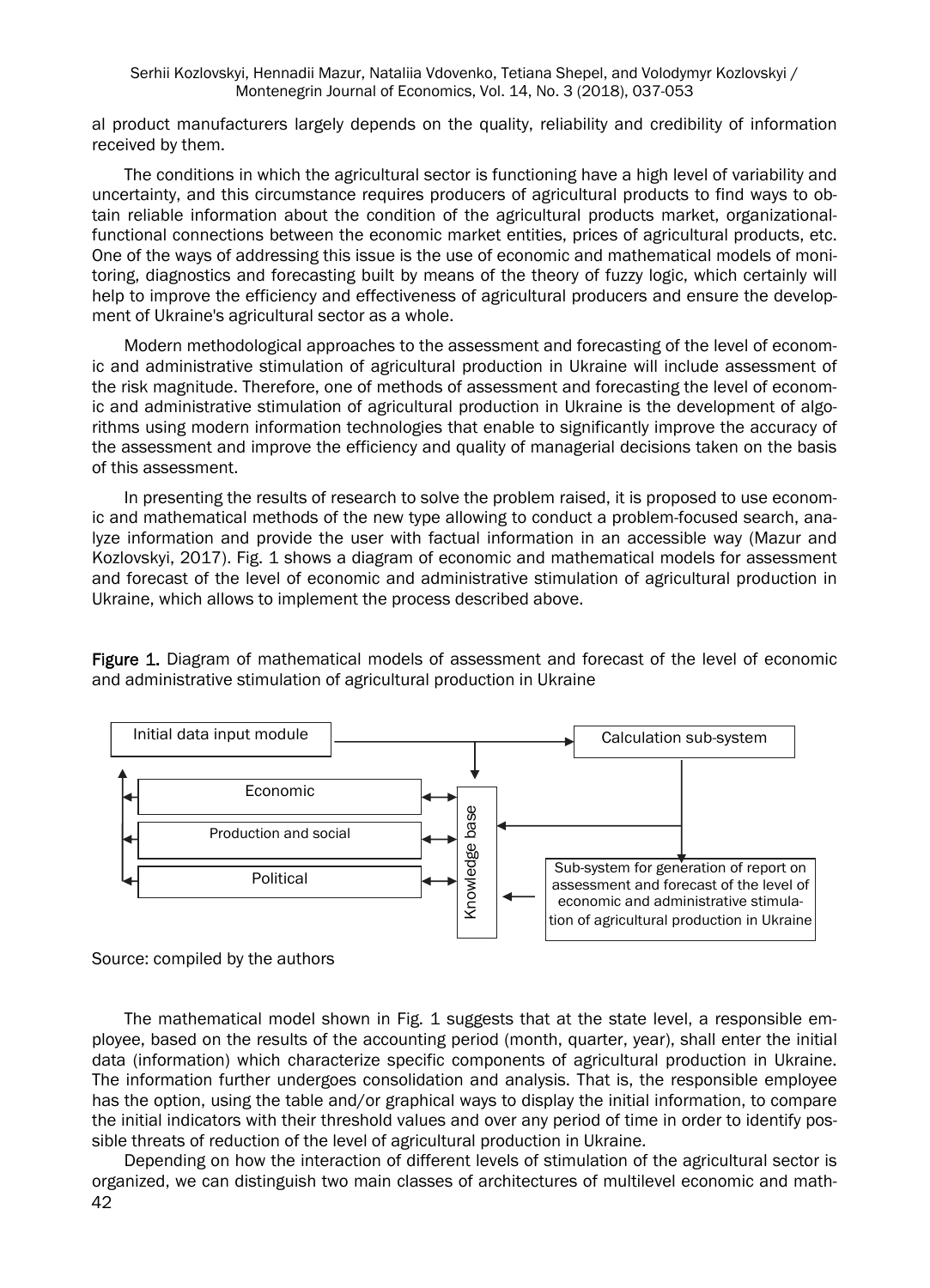al product manufacturers largely depends on the quality, reliability and credibility of information received by them.

The conditions in which the agricultural sector is functioning have a high level of variability and uncertainty, and this circumstance requires producers of agricultural products to find ways to obtain reliable information about the condition of the agricultural products market, organizational-functional connections between the economic market entities, prices of agricultural products, etc. One of the ways of addressing this issue is the use of economic and mathematical models of monitoring, diagnostics and forecasting built by means of the theory of fuzzy logic, which certainly will help to improve the efficiency and effectiveness of agricultural producers and ensure the development of Ukraine's agricultural sector as a whole.

Modern methodological approaches to the assessment and forecasting of the level of economic and administrative stimulation of agricultural production in Ukraine will include assessment of the risk magnitude. Therefore, one of methods of assessment and forecasting the level of economic and administrative stimulation of agricultural production in Ukraine is the development of algorithms using modern information technologies that enable to significantly improve the accuracy of the assessment and improve the efficiency and quality of managerial decisions taken on the basis of this assessment.

In presenting the results of research to solve the problem raised, it is proposed to use economic and mathematical methods of the new type allowing to conduct a problem-focused search, analyze information and provide the user with factual information in an accessible way (Mazur and Kozlovskyi, 2017). Fig. 1 shows a diagram of economic and mathematical models for assessment and forecast of the level of economic and administrative stimulation of agricultural production in Ukraine, which allows to implement the process described above.

**Figure 1.** Diagram of mathematical models of assessment and forecast of the level of economic and administrative stimulation of agricultural production in Ukraine

Initial data input module

Calculation sub-system

Economic

Production and social

Political

Knowledge base

Sub-system for generation of report on assessment and forecast of the level of economic and administrative stimulation of agricultural production in Ukraine

Source: compiled by the authors

The mathematical model shown in Fig. 1 suggests that at the state level, a responsible employee, based on the results of the accounting period (month, quarter, year), shall enter the initial data (information) which characterize specific components of agricultural production in Ukraine. The information further undergoes consolidation and analysis. That is, the responsible employee has the option, using the table and/or graphical ways to display the initial information, to compare the initial indicators with their threshold values and over any period of time in order to identify possible threats of reduction of the level of agricultural production in Ukraine.

Depending on how the interaction of different levels of stimulation of the agricultural sector is organized, we can distinguish two main classes of architectures of multilevel economic and math-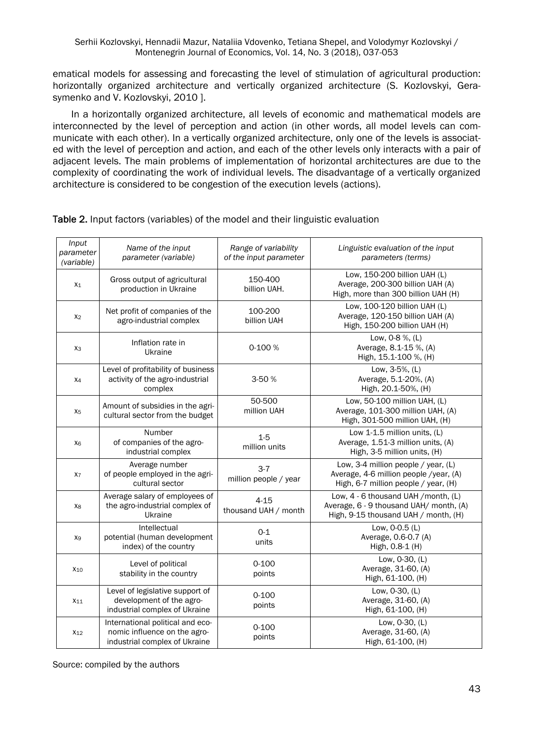ematical models for assessing and forecasting the level of stimulation of agricultural production: horizontally organized architecture and vertically organized architecture (S. Kozlovskyi, Gerasymenko and V. Kozlovskyi, 2010 ].

In a horizontally organized architecture, all levels of economic and mathematical models are interconnected by the level of perception and action (in other words, all model levels can communicate with each other). In a vertically organized architecture, only one of the levels is associated with the level of perception and action, and each of the other levels only interacts with a pair of adjacent levels. The main problems of implementation of horizontal architectures are due to the complexity of coordinating the work of individual levels. The disadvantage of a vertically organized architecture is considered to be congestion of the execution levels (actions).

**Table 2.** Input factors (variables) of the model and their linguistic evaluation

| *Input parameter (variable)* | *Name of the input parameter (variable)* | *Range of variability of the input parameter* | *Linguistic evaluation of the input parameters (terms)* |
|---|---|---|---|
| $x_1$ | Gross output of agricultural production in Ukraine | 150-400 billion UAH. | Low, 150-200 billion UAH (L)<br>Average, 200-300 billion UAH (A)<br>High, more than 300 billion UAH (H) |
| $x_2$ | Net profit of companies of the agro-industrial complex | 100-200 billion UAH | Low, 100-120 billion UAH (L)<br>Average, 120-150 billion UAH (A)<br>High, 150-200 billion UAH (H) |
| $x_3$ | Inflation rate in Ukraine | 0-100 % | Low, 0-8 %, (L)<br>Average, 8.1-15 %, (A)<br>High, 15.1-100 %, (H) |
| $x_4$ | Level of profitability of business activity of the agro-industrial complex | 3-50 % | Low, 3-5%, (L)<br>Average, 5.1-20%, (A)<br>High, 20.1-50%, (H) |
| $x_5$ | Amount of subsidies in the agricultural sector from the budget | 50-500 million UAH | Low, 50-100 million UAH, (L)<br>Average, 101-300 million UAH, (A)<br>High, 301-500 million UAH, (H) |
| $x_6$ | Number of companies of the agro-industrial complex | 1-5 million units | Low 1-1.5 million units, (L)<br>Average, 1.51-3 million units, (A)<br>High, 3-5 million units, (H) |
| $x_7$ | Average number of people employed in the agricultural sector | 3-7 million people / year | Low, 3-4 million people / year, (L)<br>Average, 4-6 million people /year, (A)<br>High, 6-7 million people / year, (H) |
| $x_8$ | Average salary of employees of the agro-industrial complex of Ukraine | 4-15 thousand UAH / month | Low, 4 - 6 thousand UAH /month, (L)<br>Average, 6 - 9 thousand UAH/ month, (A)<br>High, 9-15 thousand UAH / month, (H) |
| $x_9$ | Intellectual potential (human development index) of the country | 0-1 units | Low, 0-0.5 (L)<br>Average, 0.6-0.7 (A)<br>High, 0.8-1 (H) |
| $x_{10}$ | Level of political stability in the country | 0-100 points | Low, 0-30, (L)<br>Average, 31-60, (A)<br>High, 61-100, (H) |
| $x_{11}$ | Level of legislative support of development of the agro-industrial complex of Ukraine | 0-100 points | Low, 0-30, (L)<br>Average, 31-60, (A)<br>High, 61-100, (H) |
| $x_{12}$ | International political and economic influence on the agro-industrial complex of Ukraine | 0-100 points | Low, 0-30, (L)<br>Average, 31-60, (A)<br>High, 61-100, (H) |

Source: compiled by the authors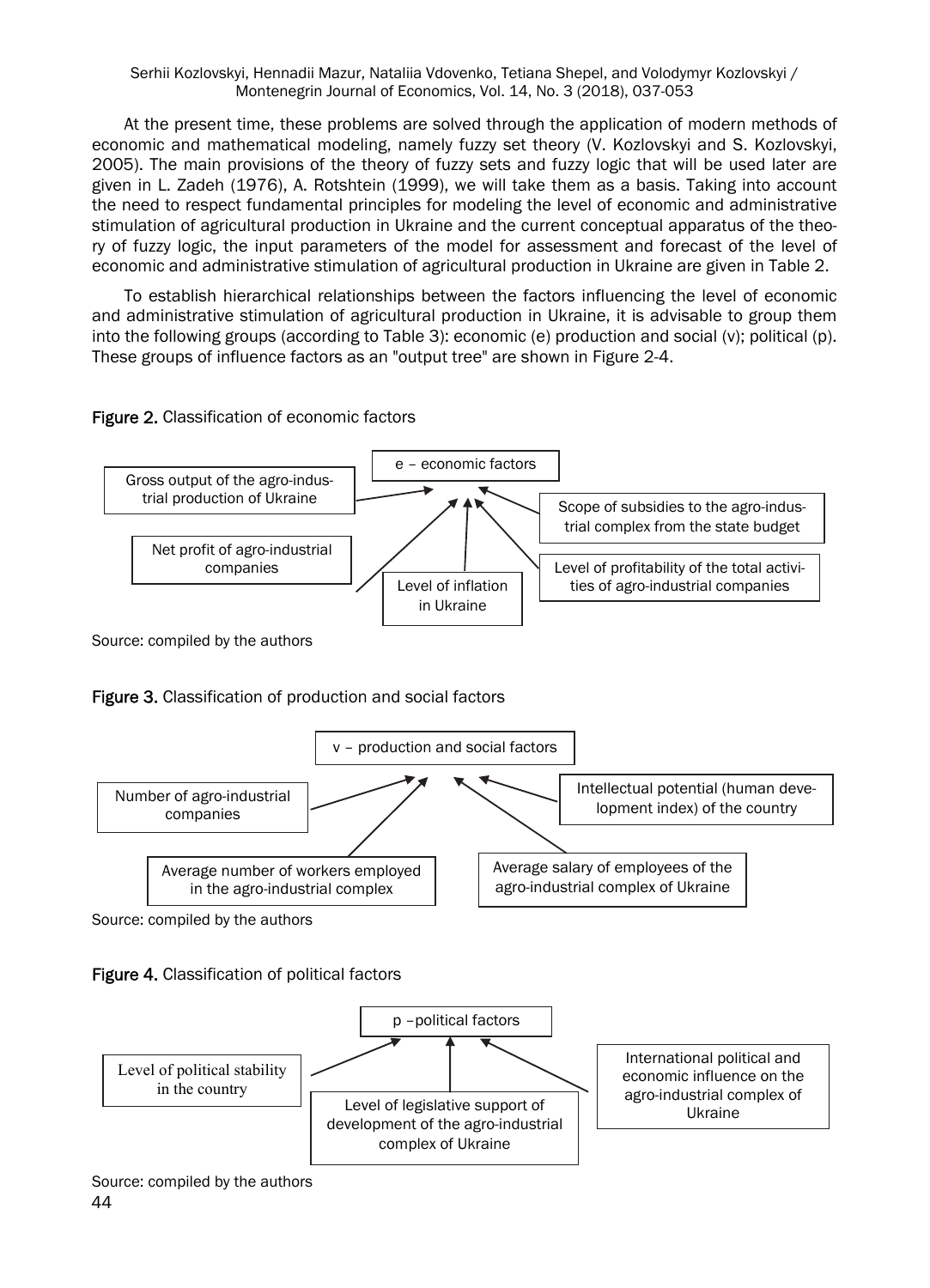At the present time, these problems are solved through the application of modern methods of economic and mathematical modeling, namely fuzzy set theory (V. Kozlovskyi and S. Kozlovskyi, 2005). The main provisions of the theory of fuzzy sets and fuzzy logic that will be used later are given in L. Zadeh (1976), A. Rotshtein (1999), we will take them as a basis. Taking into account the need to respect fundamental principles for modeling the level of economic and administrative stimulation of agricultural production in Ukraine and the current conceptual apparatus of the theory of fuzzy logic, the input parameters of the model for assessment and forecast of the level of economic and administrative stimulation of agricultural production in Ukraine are given in Table 2.

To establish hierarchical relationships between the factors influencing the level of economic and administrative stimulation of agricultural production in Ukraine, it is advisable to group them into the following groups (according to Table 3): economic (e) production and social (v); political (p). These groups of influence factors as an "output tree" are shown in Figure 2-4.

**Figure 2.** Classification of economic factors

e – economic factors

- Gross output of the agro-industrial production of Ukraine
- Net profit of agro-industrial companies
- Level of inflation in Ukraine
- Level of profitability of the total activities of agro-industrial companies
- Scope of subsidies to the agro-industrial complex from the state budget

Source: compiled by the authors

**Figure 3.** Classification of production and social factors

v – production and social factors

- Number of agro-industrial companies
- Average number of workers employed in the agro-industrial complex
- Average salary of employees of the agro-industrial complex of Ukraine
- Intellectual potential (human development index) of the country

Source: compiled by the authors

**Figure 4.** Classification of political factors

p –political factors

- Level of political stability in the country
- Level of legislative support of development of the agro-industrial complex of Ukraine
- International political and economic influence on the agro-industrial complex of Ukraine

Source: compiled by the authors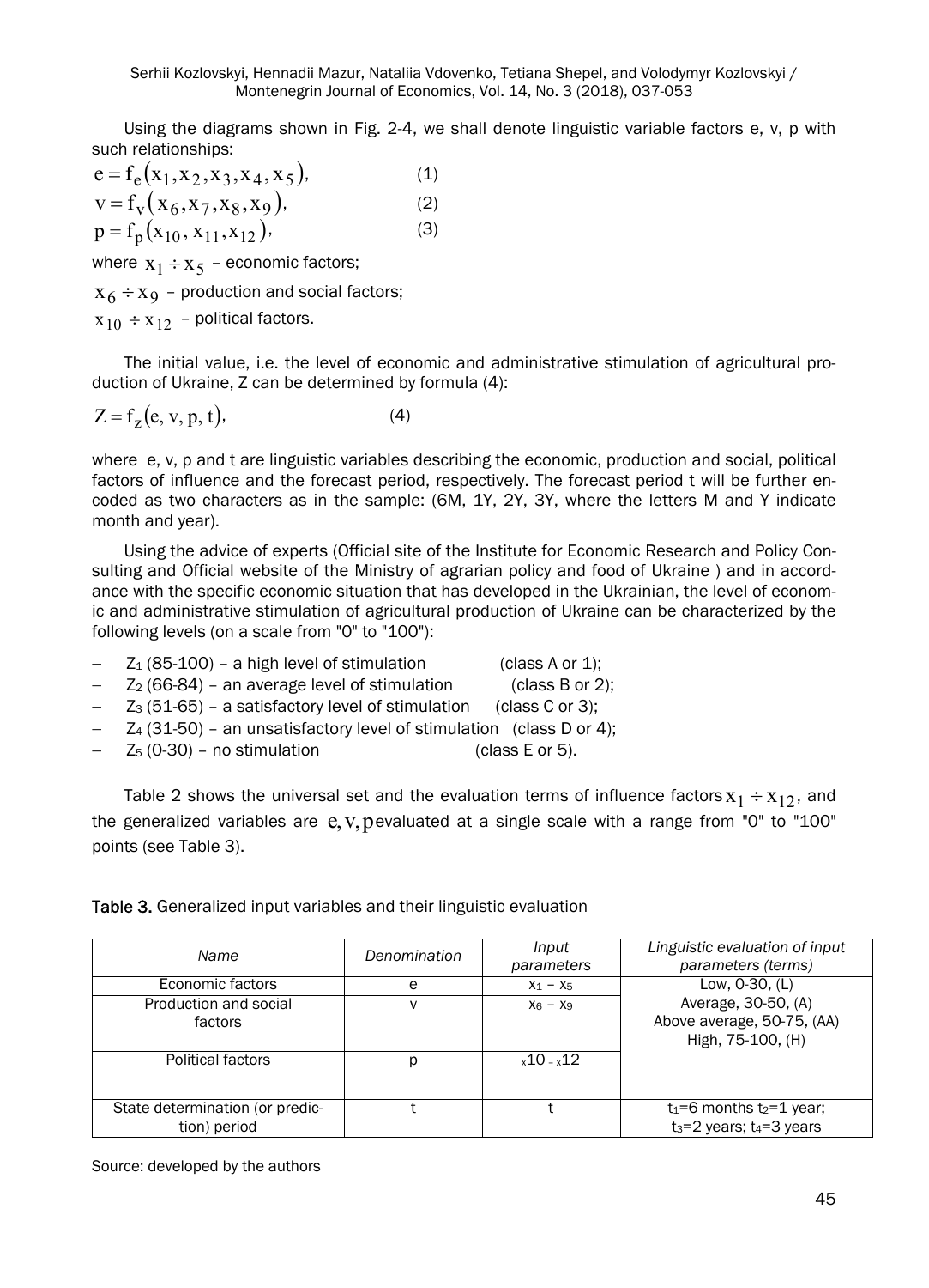Using the diagrams shown in Fig. 2-4, we shall denote linguistic variable factors e, v, p with such relationships:

$$e = f_e(x_1, x_2, x_3, x_4, x_5), \qquad (1)$$

$$v = f_v(x_6, x_7, x_8, x_9), \qquad (2)$$

$$p = f_p(x_{10}, x_{11}, x_{12}), \qquad (3)$$

where $x_1 \div x_5$ – economic factors;

$x_6 \div x_9$ – production and social factors;

$x_{10} \div x_{12}$ – political factors.

The initial value, i.e. the level of economic and administrative stimulation of agricultural production of Ukraine, Z can be determined by formula (4):

$$Z = f_z(e, v, p, t), \qquad (4)$$

where e, v, p and t are linguistic variables describing the economic, production and social, political factors of influence and the forecast period, respectively. The forecast period t will be further encoded as two characters as in the sample: (6M, 1Y, 2Y, 3Y, where the letters M and Y indicate month and year).

Using the advice of experts (Official site of the Institute for Economic Research and Policy Consulting and Official website of the Ministry of agrarian policy and food of Ukraine ) and in accordance with the specific economic situation that has developed in the Ukrainian, the level of economic and administrative stimulation of agricultural production of Ukraine can be characterized by the following levels (on a scale from "0" to "100"):

- $Z_1$ (85-100) – a high level of stimulation (class A or 1);
- $Z_2$ (66-84) – an average level of stimulation (class B or 2);
- $Z_3$ (51-65) – a satisfactory level of stimulation (class C or 3);
- $Z_4$ (31-50) – an unsatisfactory level of stimulation (class D or 4);
- $Z_5$ (0-30) – no stimulation (class E or 5).

Table 2 shows the universal set and the evaluation terms of influence factors $x_1 \div x_{12}$, and the generalized variables are $e, v, p$ evaluated at a single scale with a range from "0" to "100" points (see Table 3).

**Table 3.** Generalized input variables and their linguistic evaluation

| *Name* | *Denomination* | *Input parameters* | *Linguistic evaluation of input parameters (terms)* |
|---|---|---|---|
| Economic factors | e | $x_1 - x_5$ | Low, 0-30, (L)<br>Average, 30-50, (A)<br>Above average, 50-75, (AA)<br>High, 75-100, (H) |
| Production and social factors | v | $x_6 - x_9$ | |
| Political factors | p | $x_{10} - x_{12}$ | |
| State determination (or prediction) period | t | t | $t_1$=6 months $t_2$=1 year; $t_3$=2 years; $t_4$=3 years |

Source: developed by the authors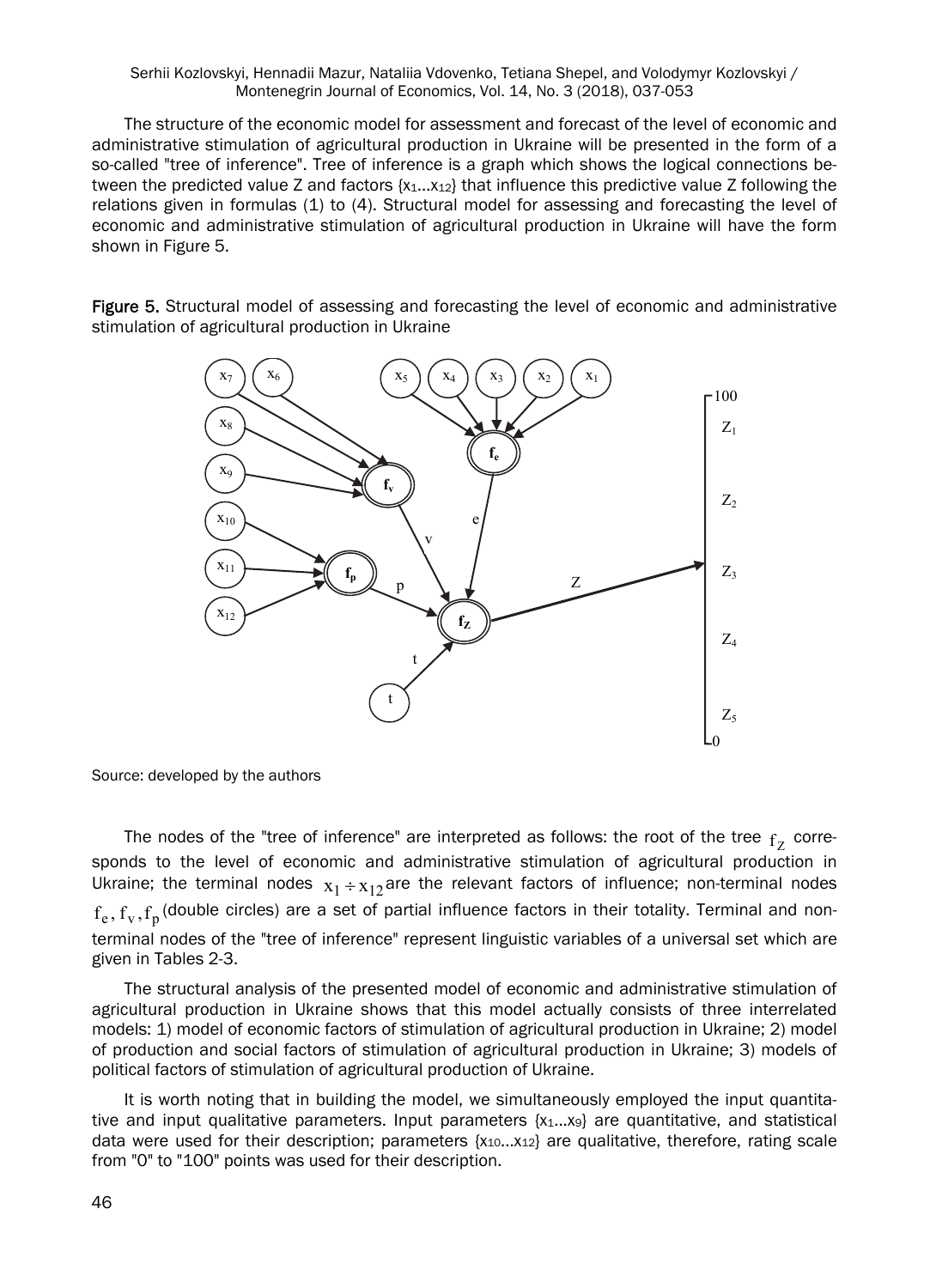The structure of the economic model for assessment and forecast of the level of economic and administrative stimulation of agricultural production in Ukraine will be presented in the form of a so-called "tree of inference". Tree of inference is a graph which shows the logical connections between the predicted value Z and factors $\{x_1...x_{12}\}$ that influence this predictive value Z following the relations given in formulas (1) to (4). Structural model for assessing and forecasting the level of economic and administrative stimulation of agricultural production in Ukraine will have the form shown in Figure 5.

**Figure 5.** Structural model of assessing and forecasting the level of economic and administrative stimulation of agricultural production in Ukraine

Source: developed by the authors

The nodes of the "tree of inference" are interpreted as follows: the root of the tree $f_Z$ corresponds to the level of economic and administrative stimulation of agricultural production in Ukraine; the terminal nodes $x_1 \div x_{12}$ are the relevant factors of influence; non-terminal nodes $f_e, f_v, f_p$ (double circles) are a set of partial influence factors in their totality. Terminal and non-terminal nodes of the "tree of inference" represent linguistic variables of a universal set which are given in Tables 2-3.

The structural analysis of the presented model of economic and administrative stimulation of agricultural production in Ukraine shows that this model actually consists of three interrelated models: 1) model of economic factors of stimulation of agricultural production in Ukraine; 2) model of production and social factors of stimulation of agricultural production in Ukraine; 3) models of political factors of stimulation of agricultural production of Ukraine.

It is worth noting that in building the model, we simultaneously employed the input quantitative and input qualitative parameters. Input parameters $\{x_1...x_9\}$ are quantitative, and statistical data were used for their description; parameters $\{x_{10}...x_{12}\}$ are qualitative, therefore, rating scale from "0" to "100" points was used for their description.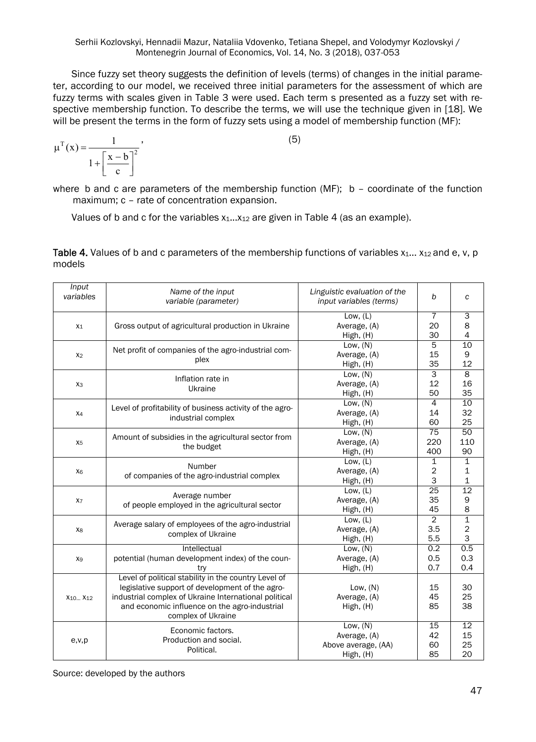Since fuzzy set theory suggests the definition of levels (terms) of changes in the initial parameter, according to our model, we received three initial parameters for the assessment of which are fuzzy terms with scales given in Table 3 were used. Each term s presented as a fuzzy set with respective membership function. To describe the terms, we will use the technique given in [18]. We will be present the terms in the form of fuzzy sets using a model of membership function (MF):

$$\mu^{T}(x) = \frac{1}{1 + \left[\frac{x - b}{c}\right]^{2}}, \qquad (5)$$

where b and c are parameters of the membership function (MF); b – coordinate of the function maximum; c – rate of concentration expansion.

Values of b and c for the variables $x_1 \dots x_{12}$ are given in Table 4 (as an example).

**Table 4.** Values of b and c parameters of the membership functions of variables $x_1 \dots x_{12}$ and e, v, p models

| *Input variables* | *Name of the input variable (parameter)* | *Linguistic evaluation of the input variables (terms)* | *b* | *c* |
|---|---|---|---|---|
| $x_1$ | Gross output of agricultural production in Ukraine | Low, (L) | 7 | 3 |
| | | Average, (A) | 20 | 8 |
| | | High, (H) | 30 | 4 |
| $x_2$ | Net profit of companies of the agro-industrial complex | Low, (N) | 5 | 10 |
| | | Average, (A) | 15 | 9 |
| | | High, (H) | 35 | 12 |
| $x_3$ | Inflation rate in Ukraine | Low, (N) | 3 | 8 |
| | | Average, (A) | 12 | 16 |
| | | High, (H) | 50 | 35 |
| $x_4$ | Level of profitability of business activity of the agro-industrial complex | Low, (N) | 4 | 10 |
| | | Average, (A) | 14 | 32 |
| | | High, (H) | 60 | 25 |
| $x_5$ | Amount of subsidies in the agricultural sector from the budget | Low, (N) | 75 | 50 |
| | | Average, (A) | 220 | 110 |
| | | High, (H) | 400 | 90 |
| $x_6$ | Number of companies of the agro-industrial complex | Low, (L) | 1 | 1 |
| | | Average, (A) | 2 | 1 |
| | | High, (H) | 3 | 1 |
| $x_7$ | Average number of people employed in the agricultural sector | Low, (L) | 25 | 12 |
| | | Average, (A) | 35 | 9 |
| | | High, (H) | 45 | 8 |
| $x_8$ | Average salary of employees of the agro-industrial complex of Ukraine | Low, (L) | 2 | 1 |
| | | Average, (A) | 3.5 | 2 |
| | | High, (H) | 5.5 | 3 |
| $x_9$ | Intellectual potential (human development index) of the country | Low, (N) | 0.2 | 0.5 |
| | | Average, (A) | 0.5 | 0.3 |
| | | High, (H) | 0.7 | 0.4 |
| $x_{10} \dots x_{12}$ | Level of political stability in the country Level of legislative support of development of the agro-industrial complex of Ukraine International political and economic influence on the agro-industrial complex of Ukraine | Low, (N) | 15 | 30 |
| | | Average, (A) | 45 | 25 |
| | | High, (H) | 85 | 38 |
| e,v,p | Economic factors. Production and social. Political. | Low, (N) | 15 | 12 |
| | | Average, (A) | 42 | 15 |
| | | Above average, (AA) | 60 | 25 |
| | | High, (H) | 85 | 20 |

Source: developed by the authors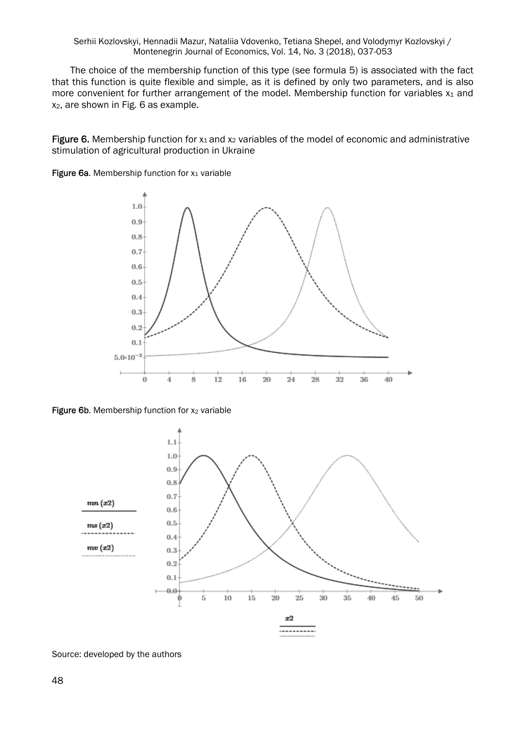The choice of the membership function of this type (see formula 5) is associated with the fact that this function is quite flexible and simple, as it is defined by only two parameters, and is also more convenient for further arrangement of the model. Membership function for variables $x_1$ and $x_2$, are shown in Fig. 6 as example.

**Figure 6.** Membership function for $x_1$ and $x_2$ variables of the model of economic and administrative stimulation of agricultural production in Ukraine

**Figure 6a**. Membership function for $x_1$ variable

**Figure 6b**. Membership function for $x_2$ variable

Source: developed by the authors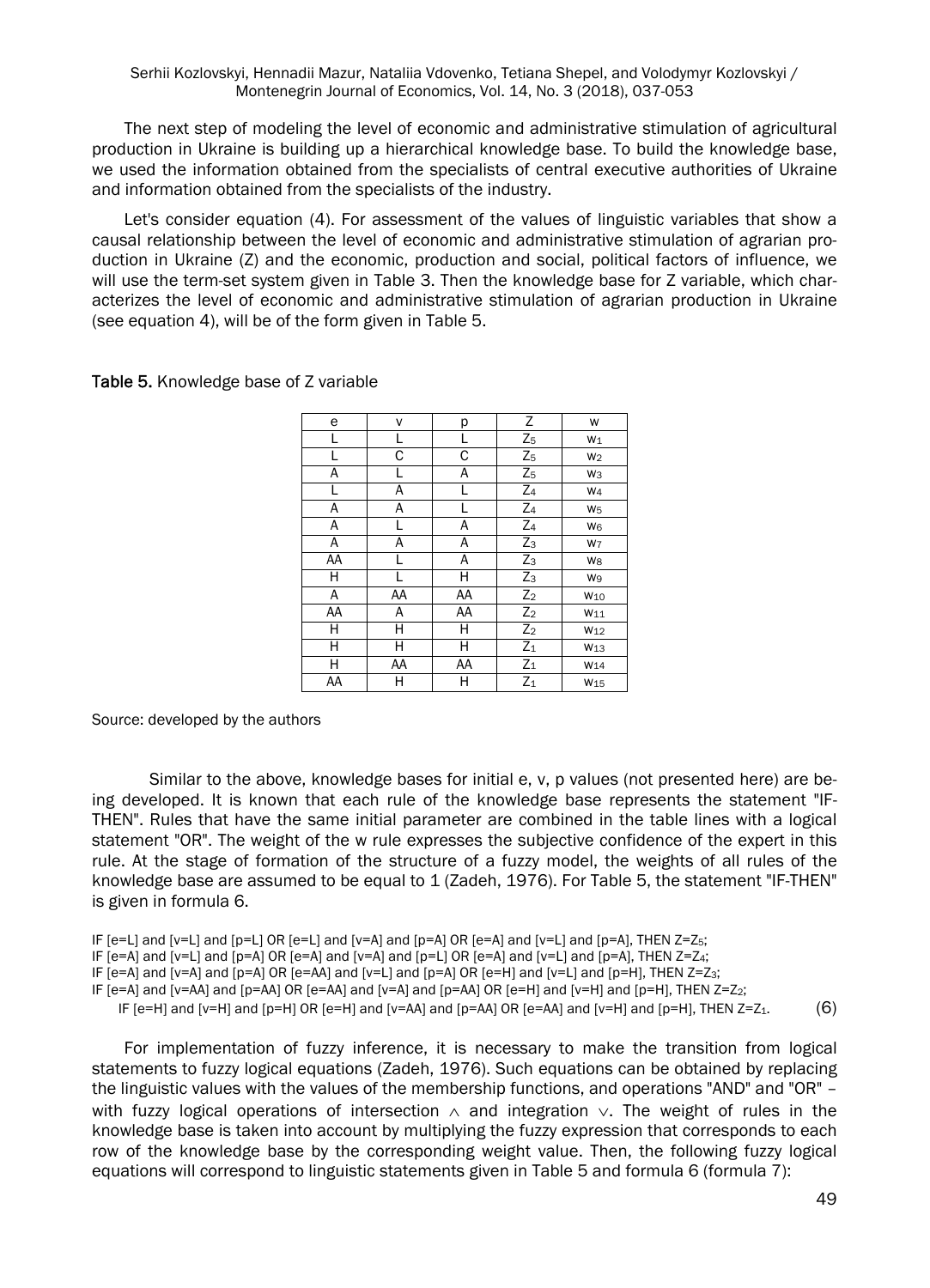The next step of modeling the level of economic and administrative stimulation of agricultural production in Ukraine is building up a hierarchical knowledge base. To build the knowledge base, we used the information obtained from the specialists of central executive authorities of Ukraine and information obtained from the specialists of the industry.

Let's consider equation (4). For assessment of the values of linguistic variables that show a causal relationship between the level of economic and administrative stimulation of agrarian production in Ukraine (Z) and the economic, production and social, political factors of influence, we will use the term-set system given in Table 3. Then the knowledge base for Z variable, which characterizes the level of economic and administrative stimulation of agrarian production in Ukraine (see equation 4), will be of the form given in Table 5.

**Table 5.** Knowledge base of Z variable

| e | v | p | Z | w |
|---|---|---|---|---|
| L | L | L | $Z_5$ | $w_1$ |
| L | C | C | $Z_5$ | $w_2$ |
| A | L | A | $Z_5$ | $w_3$ |
| L | A | L | $Z_4$ | $w_4$ |
| A | A | L | $Z_4$ | $w_5$ |
| A | L | A | $Z_4$ | $w_6$ |
| A | A | A | $Z_3$ | $w_7$ |
| AA | L | A | $Z_3$ | $w_8$ |
| H | L | H | $Z_3$ | $w_9$ |
| A | AA | AA | $Z_2$ | $w_{10}$ |
| AA | A | AA | $Z_2$ | $w_{11}$ |
| H | H | H | $Z_2$ | $w_{12}$ |
| H | H | H | $Z_1$ | $w_{13}$ |
| H | AA | AA | $Z_1$ | $w_{14}$ |
| AA | H | H | $Z_1$ | $w_{15}$ |

Source: developed by the authors

Similar to the above, knowledge bases for initial e, v, p values (not presented here) are being developed. It is known that each rule of the knowledge base represents the statement "IF-THEN". Rules that have the same initial parameter are combined in the table lines with a logical statement "OR". The weight of the w rule expresses the subjective confidence of the expert in this rule. At the stage of formation of the structure of a fuzzy model, the weights of all rules of the knowledge base are assumed to be equal to 1 (Zadeh, 1976). For Table 5, the statement "IF-THEN" is given in formula 6.

IF [e=L] and [v=L] and [p=L] OR [e=L] and [v=A] and [p=A] OR [e=A] and [v=L] and [p=A], THEN $Z=Z_5$;
IF [e=A] and [v=L] and [p=A] OR [e=A] and [v=A] and [p=L] OR [e=A] and [v=L] and [p=A], THEN $Z=Z_4$;
IF [e=A] and [v=A] and [p=A] OR [e=AA] and [v=L] and [p=A] OR [e=H] and [v=L] and [p=H], THEN $Z=Z_3$;
IF [e=A] and [v=AA] and [p=AA] OR [e=AA] and [v=A] and [p=AA] OR [e=H] and [v=H] and [p=H], THEN $Z=Z_2$;
IF [e=H] and [v=H] and [p=H] OR [e=H] and [v=AA] and [p=AA] OR [e=AA] and [v=H] and [p=H], THEN $Z=Z_1$. (6)

For implementation of fuzzy inference, it is necessary to make the transition from logical statements to fuzzy logical equations (Zadeh, 1976). Such equations can be obtained by replacing the linguistic values with the values of the membership functions, and operations "AND" and "OR" – with fuzzy logical operations of intersection $\wedge$ and integration $\vee$. The weight of rules in the knowledge base is taken into account by multiplying the fuzzy expression that corresponds to each row of the knowledge base by the corresponding weight value. Then, the following fuzzy logical equations will correspond to linguistic statements given in Table 5 and formula 6 (formula 7):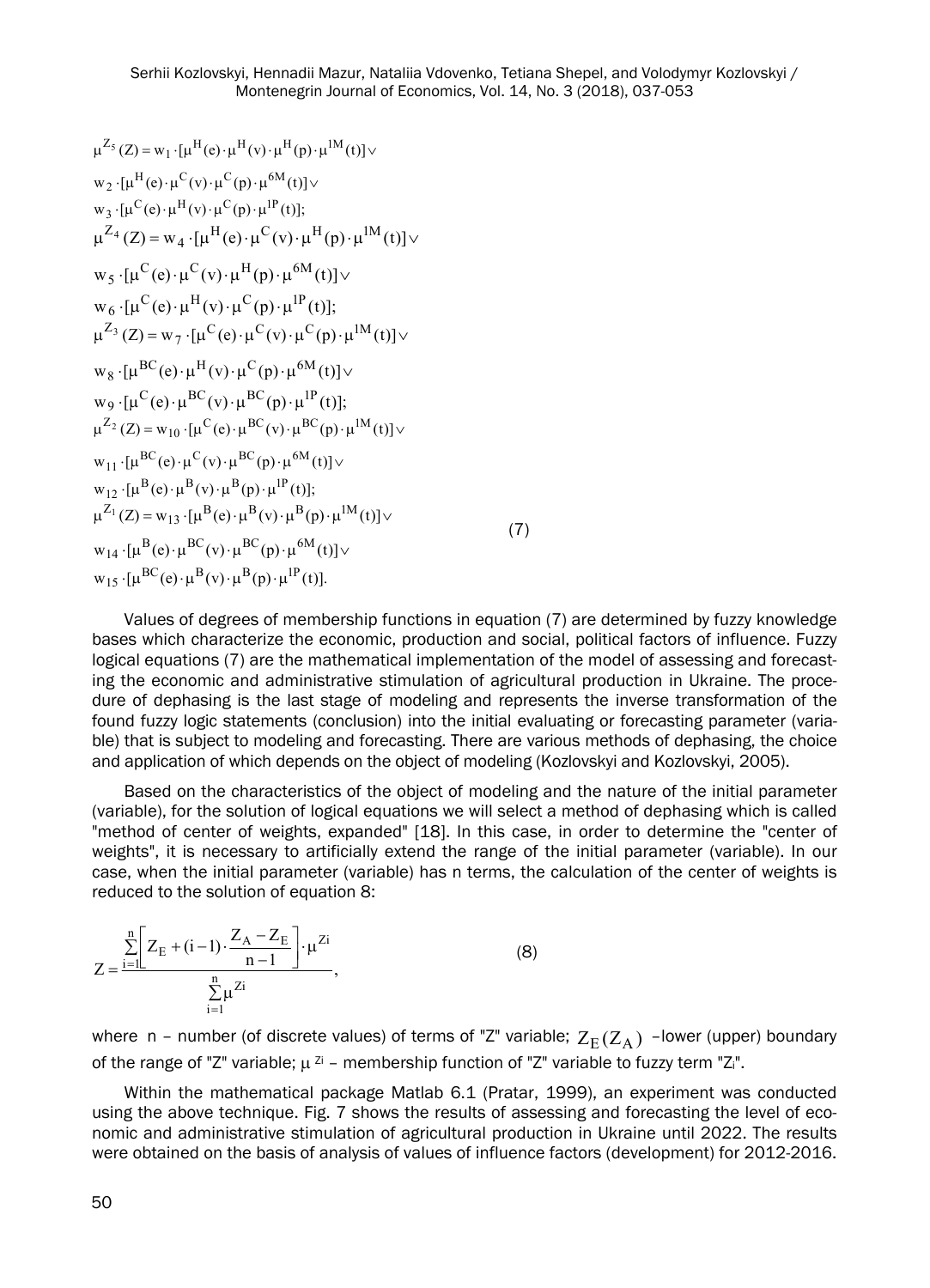$$
\begin{aligned}
\mu^{Z_5}(Z) &= w_1 \cdot [\mu^{H}(e) \cdot \mu^{H}(v) \cdot \mu^{H}(p) \cdot \mu^{1M}(t)] \vee \\
& w_2 \cdot [\mu^{H}(e) \cdot \mu^{C}(v) \cdot \mu^{C}(p) \cdot \mu^{6M}(t)] \vee \\
& w_3 \cdot [\mu^{C}(e) \cdot \mu^{H}(v) \cdot \mu^{C}(p) \cdot \mu^{1P}(t)]; \\
\mu^{Z_4}(Z) &= w_4 \cdot [\mu^{H}(e) \cdot \mu^{C}(v) \cdot \mu^{H}(p) \cdot \mu^{1M}(t)] \vee \\
& w_5 \cdot [\mu^{C}(e) \cdot \mu^{C}(v) \cdot \mu^{H}(p) \cdot \mu^{6M}(t)] \vee \\
& w_6 \cdot [\mu^{C}(e) \cdot \mu^{H}(v) \cdot \mu^{C}(p) \cdot \mu^{1P}(t)]; \\
\mu^{Z_3}(Z) &= w_7 \cdot [\mu^{C}(e) \cdot \mu^{C}(v) \cdot \mu^{C}(p) \cdot \mu^{1M}(t)] \vee \\
& w_8 \cdot [\mu^{BC}(e) \cdot \mu^{H}(v) \cdot \mu^{C}(p) \cdot \mu^{6M}(t)] \vee \\
& w_9 \cdot [\mu^{C}(e) \cdot \mu^{BC}(v) \cdot \mu^{BC}(p) \cdot \mu^{1P}(t)]; \\
\mu^{Z_2}(Z) &= w_{10} \cdot [\mu^{C}(e) \cdot \mu^{BC}(v) \cdot \mu^{BC}(p) \cdot \mu^{1M}(t)] \vee \\
& w_{11} \cdot [\mu^{BC}(e) \cdot \mu^{C}(v) \cdot \mu^{BC}(p) \cdot \mu^{6M}(t)] \vee \\
& w_{12} \cdot [\mu^{B}(e) \cdot \mu^{B}(v) \cdot \mu^{B}(p) \cdot \mu^{1P}(t)]; \\
\mu^{Z_1}(Z) &= w_{13} \cdot [\mu^{B}(e) \cdot \mu^{B}(v) \cdot \mu^{B}(p) \cdot \mu^{1M}(t)] \vee \\
& w_{14} \cdot [\mu^{B}(e) \cdot \mu^{BC}(v) \cdot \mu^{BC}(p) \cdot \mu^{6M}(t)] \vee \\
& w_{15} \cdot [\mu^{BC}(e) \cdot \mu^{B}(v) \cdot \mu^{B}(p) \cdot \mu^{1P}(t)].
\end{aligned}
\tag{7}
$$

Values of degrees of membership functions in equation (7) are determined by fuzzy knowledge bases which characterize the economic, production and social, political factors of influence. Fuzzy logical equations (7) are the mathematical implementation of the model of assessing and forecasting the economic and administrative stimulation of agricultural production in Ukraine. The procedure of dephasing is the last stage of modeling and represents the inverse transformation of the found fuzzy logic statements (conclusion) into the initial evaluating or forecasting parameter (variable) that is subject to modeling and forecasting. There are various methods of dephasing, the choice and application of which depends on the object of modeling (Kozlovskyi and Kozlovskyi, 2005).

Based on the characteristics of the object of modeling and the nature of the initial parameter (variable), for the solution of logical equations we will select a method of dephasing which is called "method of center of weights, expanded" [18]. In this case, in order to determine the "center of weights", it is necessary to artificially extend the range of the initial parameter (variable). In our case, when the initial parameter (variable) has n terms, the calculation of the center of weights is reduced to the solution of equation 8:

$$
Z = \frac{\sum_{i=1}^{n} \left[ Z_E + (i-1) \cdot \frac{Z_A - Z_E}{n-1} \right] \cdot \mu^{Zi}}{\sum_{i=1}^{n} \mu^{Zi}},
\tag{8}
$$

where n – number (of discrete values) of terms of "Z" variable; $Z_E(Z_A)$ –lower (upper) boundary of the range of "Z" variable; $\mu^{Zi}$ – membership function of "Z" variable to fuzzy term "$Z_i$".

Within the mathematical package Matlab 6.1 (Pratar, 1999), an experiment was conducted using the above technique. Fig. 7 shows the results of assessing and forecasting the level of economic and administrative stimulation of agricultural production in Ukraine until 2022. The results were obtained on the basis of analysis of values of influence factors (development) for 2012-2016.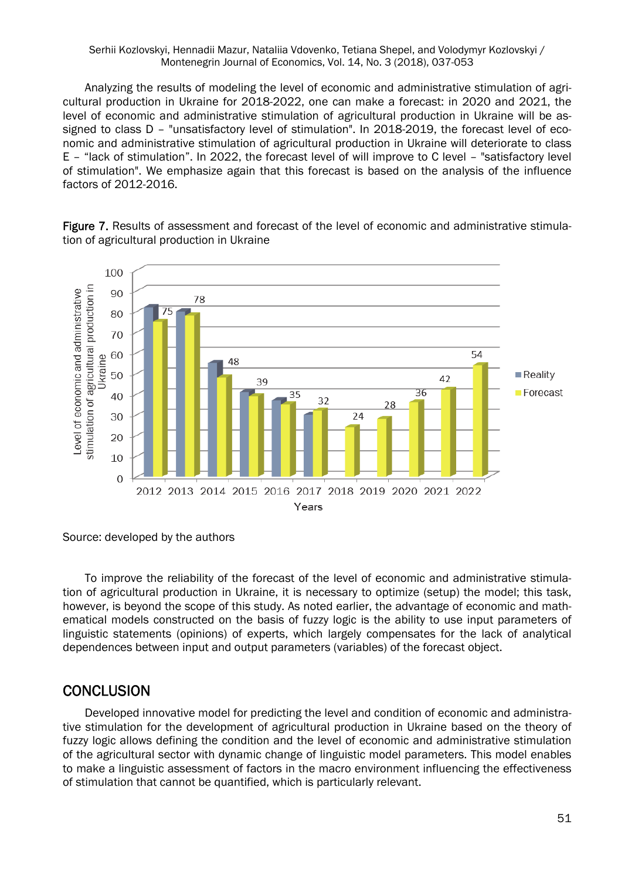Analyzing the results of modeling the level of economic and administrative stimulation of agricultural production in Ukraine for 2018-2022, one can make a forecast: in 2020 and 2021, the level of economic and administrative stimulation of agricultural production in Ukraine will be assigned to class D – "unsatisfactory level of stimulation". In 2018-2019, the forecast level of economic and administrative stimulation of agricultural production in Ukraine will deteriorate to class E – "lack of stimulation". In 2022, the forecast level of will improve to C level – "satisfactory level of stimulation". We emphasize again that this forecast is based on the analysis of the influence factors of 2012-2016.

**Figure 7.** Results of assessment and forecast of the level of economic and administrative stimulation of agricultural production in Ukraine

Source: developed by the authors

To improve the reliability of the forecast of the level of economic and administrative stimulation of agricultural production in Ukraine, it is necessary to optimize (setup) the model; this task, however, is beyond the scope of this study. As noted earlier, the advantage of economic and mathematical models constructed on the basis of fuzzy logic is the ability to use input parameters of linguistic statements (opinions) of experts, which largely compensates for the lack of analytical dependences between input and output parameters (variables) of the forecast object.

## CONCLUSION

Developed innovative model for predicting the level and condition of economic and administrative stimulation for the development of agricultural production in Ukraine based on the theory of fuzzy logic allows defining the condition and the level of economic and administrative stimulation of the agricultural sector with dynamic change of linguistic model parameters. This model enables to make a linguistic assessment of factors in the macro environment influencing the effectiveness of stimulation that cannot be quantified, which is particularly relevant.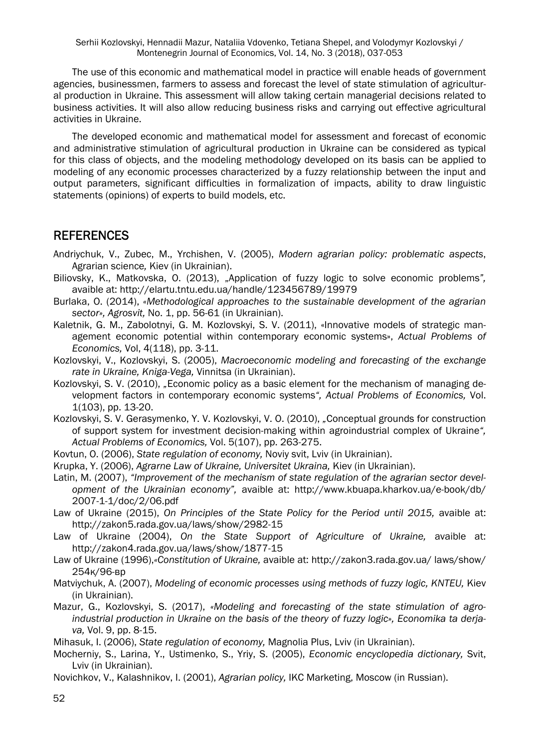The use of this economic and mathematical model in practice will enable heads of government agencies, businessmen, farmers to assess and forecast the level of state stimulation of agricultural production in Ukraine. This assessment will allow taking certain managerial decisions related to business activities. It will also allow reducing business risks and carrying out effective agricultural activities in Ukraine.

The developed economic and mathematical model for assessment and forecast of economic and administrative stimulation of agricultural production in Ukraine can be considered as typical for this class of objects, and the modeling methodology developed on its basis can be applied to modeling of any economic processes characterized by a fuzzy relationship between the input and output parameters, significant difficulties in formalization of impacts, ability to draw linguistic statements (opinions) of experts to build models, etc.

## REFERENCES

Andriychuk, V., Zubec, M., Yrchishen, V. (2005), *Modern agrarian policy: problematic aspects*, Agrarian science*,* Kiev (in Ukrainian).

Biliovsky, K., Matkovska, O. (2013), „Application of fuzzy logic to solve economic problems*",* avaible at: http://elartu.tntu.edu.ua/handle/123456789/19979

Burlaka, O. (2014), *«Methodological approaches to the sustainable development of the agrarian sector», Agrosvit,* No. 1, pp. 56-61 (in Ukrainian).

Kaletnik, G. M., Zabolotnyi, G. M. Kozlovskyi, S. V. (2011), «Innovative models of strategic management economic potential within contemporary economic systems», *Actual Problems of Economics,* Vol, 4(118), pp. 3-11.

Kozlovskyi, V., Kozlovskyi, S. (2005), *Macroeconomic modeling and forecasting of the exchange rate in Ukraine, Kniga-Vega,* Vinnitsa (in Ukrainian).

Kozlovskyi, S. V. (2010), „Economic policy as a basic element for the mechanism of managing development factors in contemporary economic systems*", Actual Problems of Economics,* Vol. 1(103), pp. 13-20.

Kozlovskyi, S. V. Gerasymenko, Y. V. Kozlovskyi, V. O. (2010), „Conceptual grounds for construction of support system for investment decision-making within agroindustrial complex of Ukraine*", Actual Problems of Economics,* Vol. 5(107), pp. 263-275.

Kovtun, O. (2006), *State regulation of economy,* Noviy svit, Lviv (in Ukrainian).

Krupka, Y. (2006), *Agrarne Law of Ukraine, Universitet Ukraina,* Kiev (in Ukrainian).

Latin, M. (2007), *"Improvement of the mechanism of state regulation of the agrarian sector development of the Ukrainian economy",* avaible at: http://www.kbuapa.kharkov.ua/e-book/db/2007-1-1/doc/2/06.pdf

Law of Ukraine (2015), *On Principles of the State Policy for the Period until 2015,* avaible at: http://zakon5.rada.gov.ua/laws/show/2982-15

Law of Ukraine (2004), *On the State Support of Agriculture of Ukraine,* avaible at: http://zakon4.rada.gov.ua/laws/show/1877-15

Law of Ukraine (1996),*«Constitution of Ukraine,* avaible at: http://zakon3.rada.gov.ua/ laws/show/254к/96-вр

Matviychuk, A. (2007), *Modeling of economic processes using methods of fuzzy logic, KNTEU,* Kiev (in Ukrainian).

Mazur, G., Kozlovskyi, S. (2017), *«Modeling and forecasting of the state stimulation of agro-industrial production in Ukraine on the basis of the theory of fuzzy logic», Economika ta derjava,* Vol. 9, pp. 8-15.

Mihasuk, I. (2006), *State regulation of economy,* Magnolia Plus, Lviv (in Ukrainian).

Mocherniy, S., Larina, Y., Ustimenko, S., Yriy, S. (2005), *Economic encyclopedia dictionary,* Svit, Lviv (in Ukrainian).

Novichkov, V., Kalashnikov, I. (2001), *Agrarian policy,* IKC Marketing, Moscow (in Russian).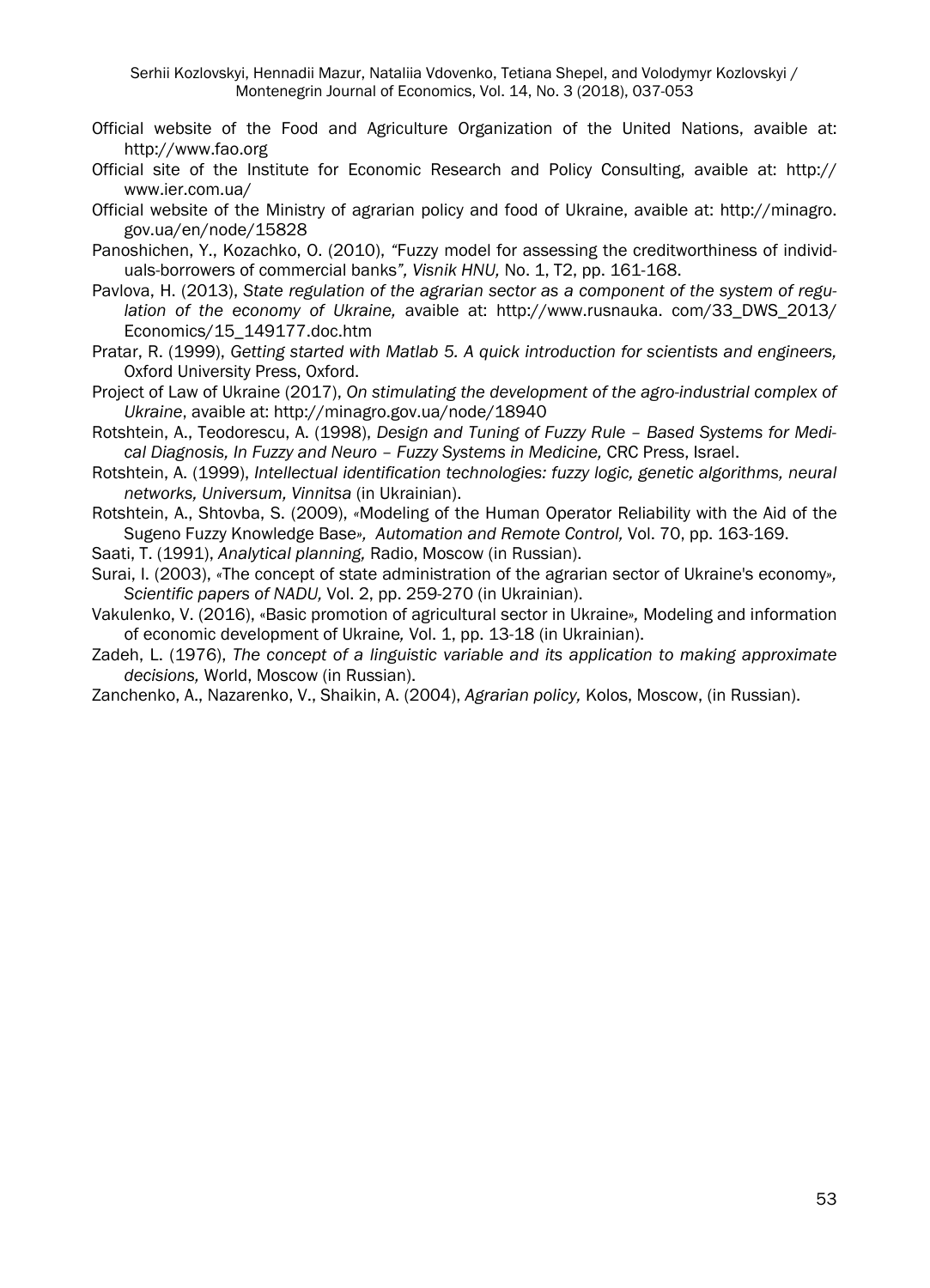Official website of the Food and Agriculture Organization of the United Nations, avaible at: http://www.fao.org

Official site of the Institute for Economic Research and Policy Consulting, avaible at: http:// www.ier.com.ua/

Official website of the Ministry of agrarian policy and food of Ukraine, avaible at: http://minagro. gov.ua/en/node/15828

Panoshichen, Y., Kozachko, O. (2010), "Fuzzy model for assessing the creditworthiness of individuals-borrowers of commercial banks*", Visnik HNU,* No. 1, T2, pp. 161-168.

Pavlova, H. (2013), *State regulation of the agrarian sector as a component of the system of regulation of the economy of Ukraine,* avaible at: http://www.rusnauka. com/33_DWS_2013/ Economics/15_149177.doc.htm

Pratar, R. (1999), *Getting started with Matlab 5. A quick introduction for scientists and engineers,* Oxford University Press, Oxford.

Project of Law of Ukraine (2017), *On stimulating the development of the agro-industrial complex of Ukraine*, avaible at: http://minagro.gov.ua/node/18940

Rotshtein, A., Teodorescu, A. (1998), *Design and Tuning of Fuzzy Rule – Based Systems for Medical Diagnosis, In Fuzzy and Neuro – Fuzzy Systems in Medicine,* CRC Press, Israel.

Rotshtein, A. (1999), *Intellectual identification technologies: fuzzy logic, genetic algorithms, neural networks, Universum, Vinnitsa* (in Ukrainian).

Rotshtein, A., Shtovba, S. (2009), «Modeling of the Human Operator Reliability with the Aid of the Sugeno Fuzzy Knowledge Base*», Automation and Remote Control,* Vol. 70, pp. 163-169.

Saati, T. (1991), *Analytical planning,* Radio, Moscow (in Russian).

Surai, I. (2003), «The concept of state administration of the agrarian sector of Ukraine's economy*», Scientific papers of NADU,* Vol. 2, pp. 259-270 (in Ukrainian).

Vakulenko, V. (2016), «Basic promotion of agricultural sector in Ukraine*»,* Modeling and information of economic development of Ukraine*,* Vol. 1, pp. 13-18 (in Ukrainian).

Zadeh, L. (1976), *The concept of a linguistic variable and its application to making approximate decisions,* World, Moscow (in Russian).

Zanchenko, A., Nazarenko, V., Shaikin, A. (2004), *Agrarian policy,* Kolos, Moscow, (in Russian).